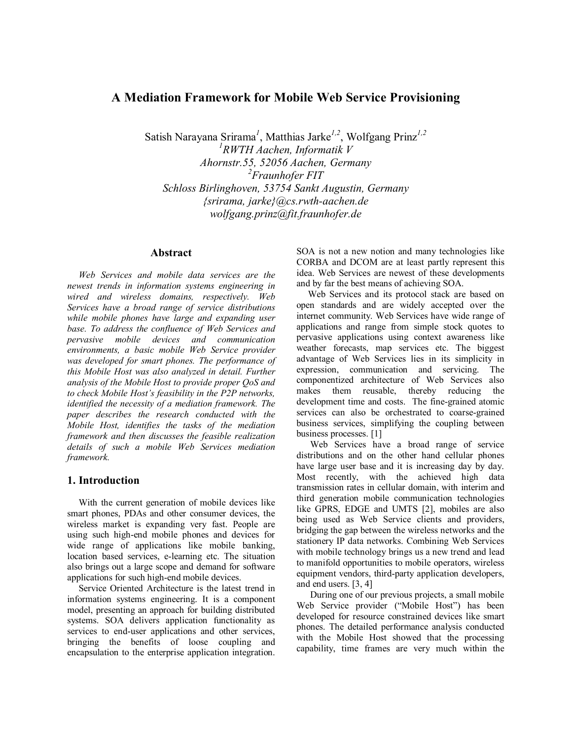# A Mediation Framework for Mobile Web Service Provisioning

Satish Narayana Srirama[1], Matthias Jarke[1,2], Wolfgang Prinz[1,2]
[1]*RWTH Aachen, Informatik V*
*Ahornstr.55, 52056 Aachen, Germany*
[2]*Fraunhofer FIT*
*Schloss Birlinghoven, 53754 Sankt Augustin, Germany*
*{srirama, jarke}@cs.rwth-aachen.de*
*wolfgang.prinz@fit.fraunhofer.de*

## Abstract

*Web Services and mobile data services are the newest trends in information systems engineering in wired and wireless domains, respectively. Web Services have a broad range of service distributions while mobile phones have large and expanding user base. To address the confluence of Web Services and pervasive mobile devices and communication environments, a basic mobile Web Service provider was developed for smart phones. The performance of this Mobile Host was also analyzed in detail. Further analysis of the Mobile Host to provide proper QoS and to check Mobile Host's feasibility in the P2P networks, identified the necessity of a mediation framework. The paper describes the research conducted with the Mobile Host, identifies the tasks of the mediation framework and then discusses the feasible realization details of such a mobile Web Services mediation framework.*

## 1. Introduction

With the current generation of mobile devices like smart phones, PDAs and other consumer devices, the wireless market is expanding very fast. People are using such high-end mobile phones and devices for wide range of applications like mobile banking, location based services, e-learning etc. The situation also brings out a large scope and demand for software applications for such high-end mobile devices.

Service Oriented Architecture is the latest trend in information systems engineering. It is a component model, presenting an approach for building distributed systems. SOA delivers application functionality as services to end-user applications and other services, bringing the benefits of loose coupling and encapsulation to the enterprise application integration. SOA is not a new notion and many technologies like CORBA and DCOM are at least partly represent this idea. Web Services are newest of these developments and by far the best means of achieving SOA.

Web Services and its protocol stack are based on open standards and are widely accepted over the internet community. Web Services have wide range of applications and range from simple stock quotes to pervasive applications using context awareness like weather forecasts, map services etc. The biggest advantage of Web Services lies in its simplicity in expression, communication and servicing. The componentized architecture of Web Services also makes them reusable, thereby reducing the development time and costs. The fine-grained atomic services can also be orchestrated to coarse-grained business services, simplifying the coupling between business processes. [1]

Web Services have a broad range of service distributions and on the other hand cellular phones have large user base and it is increasing day by day. Most recently, with the achieved high data transmission rates in cellular domain, with interim and third generation mobile communication technologies like GPRS, EDGE and UMTS [2], mobiles are also being used as Web Service clients and providers, bridging the gap between the wireless networks and the stationery IP data networks. Combining Web Services with mobile technology brings us a new trend and lead to manifold opportunities to mobile operators, wireless equipment vendors, third-party application developers, and end users. [3, 4]

During one of our previous projects, a small mobile Web Service provider ("Mobile Host") has been developed for resource constrained devices like smart phones. The detailed performance analysis conducted with the Mobile Host showed that the processing capability, time frames are very much within the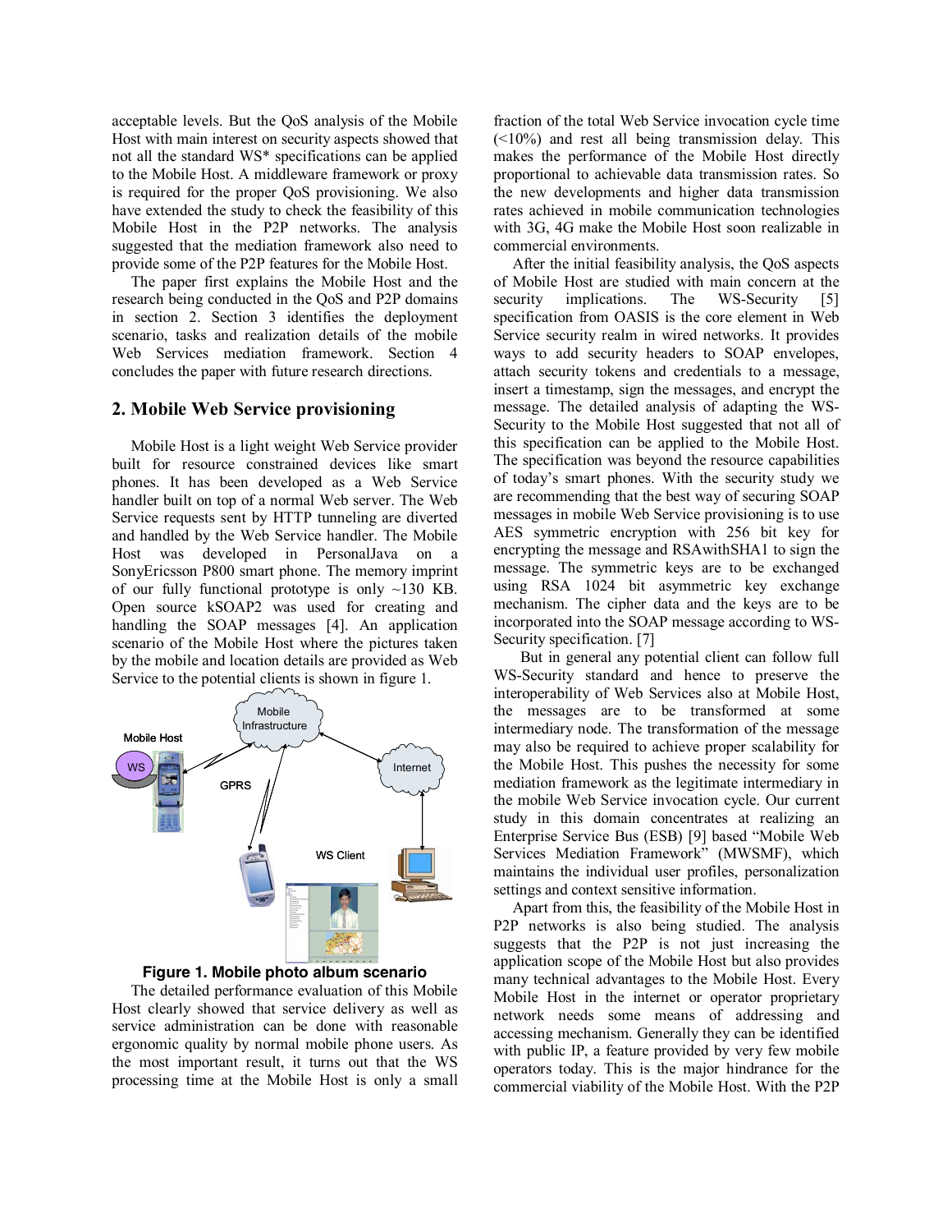acceptable levels. But the QoS analysis of the Mobile Host with main interest on security aspects showed that not all the standard WS* specifications can be applied to the Mobile Host. A middleware framework or proxy is required for the proper QoS provisioning. We also have extended the study to check the feasibility of this Mobile Host in the P2P networks. The analysis suggested that the mediation framework also need to provide some of the P2P features for the Mobile Host.

The paper first explains the Mobile Host and the research being conducted in the QoS and P2P domains in section 2. Section 3 identifies the deployment scenario, tasks and realization details of the mobile Web Services mediation framework. Section 4 concludes the paper with future research directions.

## 2. Mobile Web Service provisioning

Mobile Host is a light weight Web Service provider built for resource constrained devices like smart phones. It has been developed as a Web Service handler built on top of a normal Web server. The Web Service requests sent by HTTP tunneling are diverted and handled by the Web Service handler. The Mobile Host was developed in PersonalJava on a SonyEricsson P800 smart phone. The memory imprint of our fully functional prototype is only ~130 KB. Open source kSOAP2 was used for creating and handling the SOAP messages [4]. An application scenario of the Mobile Host where the pictures taken by the mobile and location details are provided as Web Service to the potential clients is shown in figure 1.

**Figure 1. Mobile photo album scenario**

The detailed performance evaluation of this Mobile Host clearly showed that service delivery as well as service administration can be done with reasonable ergonomic quality by normal mobile phone users. As the most important result, it turns out that the WS processing time at the Mobile Host is only a small fraction of the total Web Service invocation cycle time (<10%) and rest all being transmission delay. This makes the performance of the Mobile Host directly proportional to achievable data transmission rates. So the new developments and higher data transmission rates achieved in mobile communication technologies with 3G, 4G make the Mobile Host soon realizable in commercial environments.

After the initial feasibility analysis, the QoS aspects of Mobile Host are studied with main concern at the security implications. The WS-Security [5] specification from OASIS is the core element in Web Service security realm in wired networks. It provides ways to add security headers to SOAP envelopes, attach security tokens and credentials to a message, insert a timestamp, sign the messages, and encrypt the message. The detailed analysis of adapting the WS-Security to the Mobile Host suggested that not all of this specification can be applied to the Mobile Host. The specification was beyond the resource capabilities of today's smart phones. With the security study we are recommending that the best way of securing SOAP messages in mobile Web Service provisioning is to use AES symmetric encryption with 256 bit key for encrypting the message and RSAwithSHA1 to sign the message. The symmetric keys are to be exchanged using RSA 1024 bit asymmetric key exchange mechanism. The cipher data and the keys are to be incorporated into the SOAP message according to WS-Security specification. [7]

But in general any potential client can follow full WS-Security standard and hence to preserve the interoperability of Web Services also at Mobile Host, the messages are to be transformed at some intermediary node. The transformation of the message may also be required to achieve proper scalability for the Mobile Host. This pushes the necessity for some mediation framework as the legitimate intermediary in the mobile Web Service invocation cycle. Our current study in this domain concentrates at realizing an Enterprise Service Bus (ESB) [9] based "Mobile Web Services Mediation Framework" (MWSMF), which maintains the individual user profiles, personalization settings and context sensitive information.

Apart from this, the feasibility of the Mobile Host in P2P networks is also being studied. The analysis suggests that the P2P is not just increasing the application scope of the Mobile Host but also provides many technical advantages to the Mobile Host. Every Mobile Host in the internet or operator proprietary network needs some means of addressing and accessing mechanism. Generally they can be identified with public IP, a feature provided by very few mobile operators today. This is the major hindrance for the commercial viability of the Mobile Host. With the P2P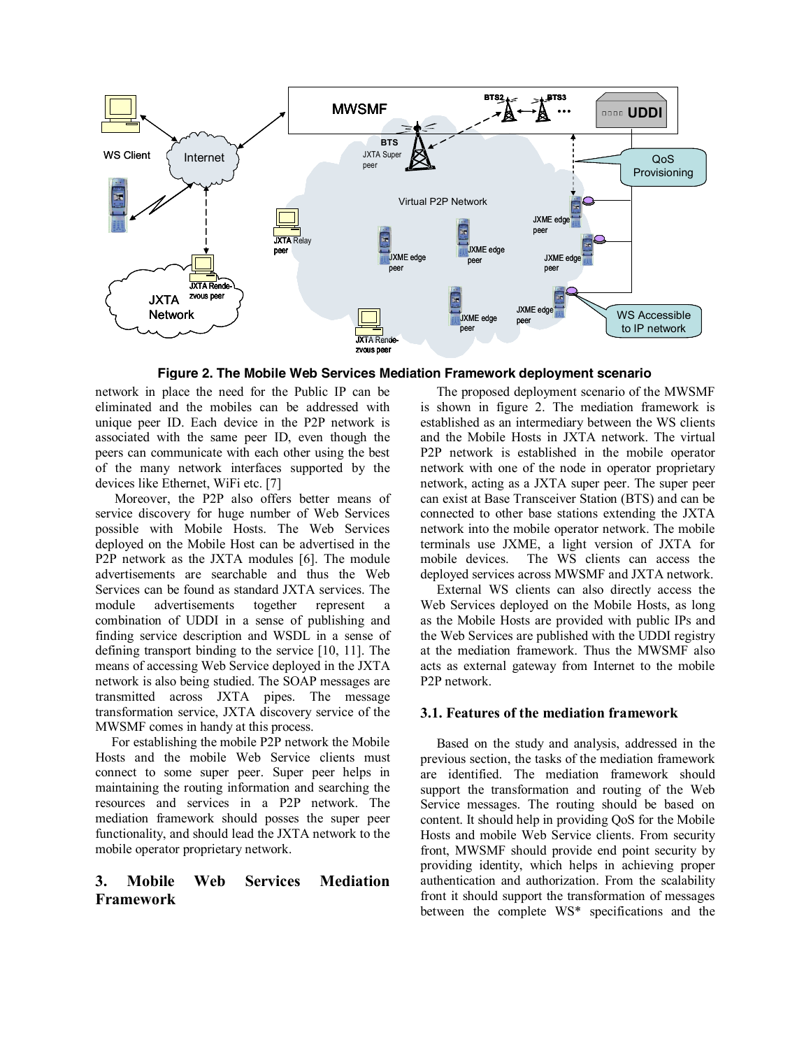Figure 2. The Mobile Web Services Mediation Framework deployment scenario

network in place the need for the Public IP can be eliminated and the mobiles can be addressed with unique peer ID. Each device in the P2P network is associated with the same peer ID, even though the peers can communicate with each other using the best of the many network interfaces supported by the devices like Ethernet, WiFi etc. [7]

Moreover, the P2P also offers better means of service discovery for huge number of Web Services possible with Mobile Hosts. The Web Services deployed on the Mobile Host can be advertised in the P2P network as the JXTA modules [6]. The module advertisements are searchable and thus the Web Services can be found as standard JXTA services. The module advertisements together represent a combination of UDDI in a sense of publishing and finding service description and WSDL in a sense of defining transport binding to the service [10, 11]. The means of accessing Web Service deployed in the JXTA network is also being studied. The SOAP messages are transmitted across JXTA pipes. The message transformation service, JXTA discovery service of the MWSMF comes in handy at this process.

For establishing the mobile P2P network the Mobile Hosts and the mobile Web Service clients must connect to some super peer. Super peer helps in maintaining the routing information and searching the resources and services in a P2P network. The mediation framework should posses the super peer functionality, and should lead the JXTA network to the mobile operator proprietary network.

## 3. Mobile Web Services Mediation Framework

The proposed deployment scenario of the MWSMF is shown in figure 2. The mediation framework is established as an intermediary between the WS clients and the Mobile Hosts in JXTA network. The virtual P2P network is established in the mobile operator network with one of the node in operator proprietary network, acting as a JXTA super peer. The super peer can exist at Base Transceiver Station (BTS) and can be connected to other base stations extending the JXTA network into the mobile operator network. The mobile terminals use JXME, a light version of JXTA for mobile devices. The WS clients can access the deployed services across MWSMF and JXTA network.

External WS clients can also directly access the Web Services deployed on the Mobile Hosts, as long as the Mobile Hosts are provided with public IPs and the Web Services are published with the UDDI registry at the mediation framework. Thus the MWSMF also acts as external gateway from Internet to the mobile P2P network.

### 3.1. Features of the mediation framework

Based on the study and analysis, addressed in the previous section, the tasks of the mediation framework are identified. The mediation framework should support the transformation and routing of the Web Service messages. The routing should be based on content. It should help in providing QoS for the Mobile Hosts and mobile Web Service clients. From security front, MWSMF should provide end point security by providing identity, which helps in achieving proper authentication and authorization. From the scalability front it should support the transformation of messages between the complete WS* specifications and the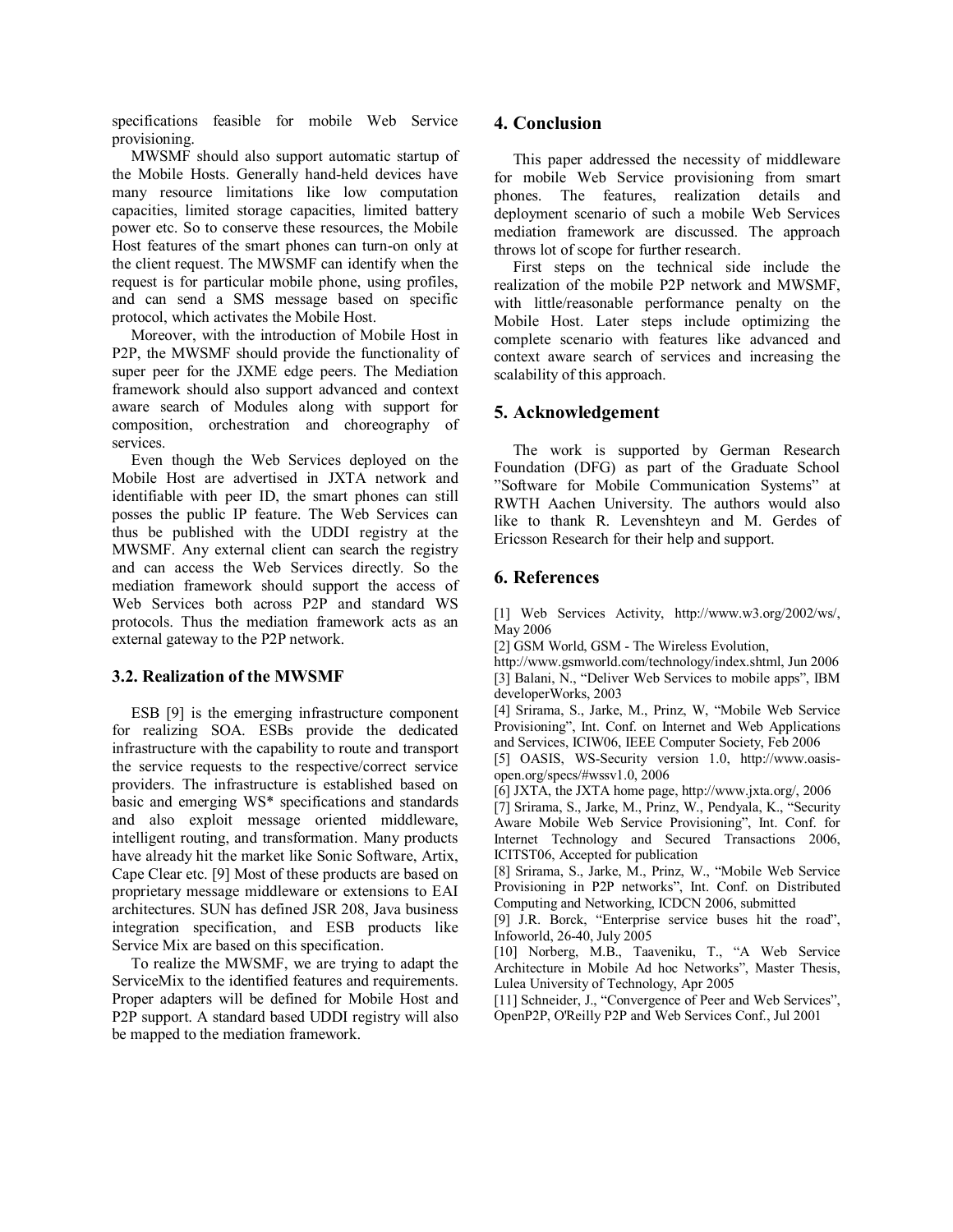specifications feasible for mobile Web Service provisioning.

MWSMF should also support automatic startup of the Mobile Hosts. Generally hand-held devices have many resource limitations like low computation capacities, limited storage capacities, limited battery power etc. So to conserve these resources, the Mobile Host features of the smart phones can turn-on only at the client request. The MWSMF can identify when the request is for particular mobile phone, using profiles, and can send a SMS message based on specific protocol, which activates the Mobile Host.

Moreover, with the introduction of Mobile Host in P2P, the MWSMF should provide the functionality of super peer for the JXME edge peers. The Mediation framework should also support advanced and context aware search of Modules along with support for composition, orchestration and choreography of services.

Even though the Web Services deployed on the Mobile Host are advertised in JXTA network and identifiable with peer ID, the smart phones can still posses the public IP feature. The Web Services can thus be published with the UDDI registry at the MWSMF. Any external client can search the registry and can access the Web Services directly. So the mediation framework should support the access of Web Services both across P2P and standard WS protocols. Thus the mediation framework acts as an external gateway to the P2P network.

### 3.2. Realization of the MWSMF

ESB [9] is the emerging infrastructure component for realizing SOA. ESBs provide the dedicated infrastructure with the capability to route and transport the service requests to the respective/correct service providers. The infrastructure is established based on basic and emerging WS* specifications and standards and also exploit message oriented middleware, intelligent routing, and transformation. Many products have already hit the market like Sonic Software, Artix, Cape Clear etc. [9] Most of these products are based on proprietary message middleware or extensions to EAI architectures. SUN has defined JSR 208, Java business integration specification, and ESB products like Service Mix are based on this specification.

To realize the MWSMF, we are trying to adapt the ServiceMix to the identified features and requirements. Proper adapters will be defined for Mobile Host and P2P support. A standard based UDDI registry will also be mapped to the mediation framework.

## 4. Conclusion

This paper addressed the necessity of middleware for mobile Web Service provisioning from smart phones. The features, realization details and deployment scenario of such a mobile Web Services mediation framework are discussed. The approach throws lot of scope for further research.

First steps on the technical side include the realization of the mobile P2P network and MWSMF, with little/reasonable performance penalty on the Mobile Host. Later steps include optimizing the complete scenario with features like advanced and context aware search of services and increasing the scalability of this approach.

## 5. Acknowledgement

The work is supported by German Research Foundation (DFG) as part of the Graduate School "Software for Mobile Communication Systems" at RWTH Aachen University. The authors would also like to thank R. Levenshteyn and M. Gerdes of Ericsson Research for their help and support.

## 6. References

[1] Web Services Activity, http://www.w3.org/2002/ws/, May 2006

[2] GSM World, GSM - The Wireless Evolution, http://www.gsmworld.com/technology/index.shtml, Jun 2006

[3] Balani, N., "Deliver Web Services to mobile apps", IBM developerWorks, 2003

[4] Srirama, S., Jarke, M., Prinz, W, "Mobile Web Service Provisioning", Int. Conf. on Internet and Web Applications and Services, ICIW06, IEEE Computer Society, Feb 2006

[5] OASIS, WS-Security version 1.0, http://www.oasis-open.org/specs/#wssv1.0, 2006

[6] JXTA, the JXTA home page, http://www.jxta.org/, 2006

[7] Srirama, S., Jarke, M., Prinz, W., Pendyala, K., "Security Aware Mobile Web Service Provisioning", Int. Conf. for Internet Technology and Secured Transactions 2006, ICITST06, Accepted for publication

[8] Srirama, S., Jarke, M., Prinz, W., "Mobile Web Service Provisioning in P2P networks", Int. Conf. on Distributed Computing and Networking, ICDCN 2006, submitted

[9] J.R. Borck, "Enterprise service buses hit the road", Infoworld, 26-40, July 2005

[10] Norberg, M.B., Taaveniku, T., "A Web Service Architecture in Mobile Ad hoc Networks", Master Thesis, Lulea University of Technology, Apr 2005

[11] Schneider, J., "Convergence of Peer and Web Services", OpenP2P, O'Reilly P2P and Web Services Conf., Jul 2001